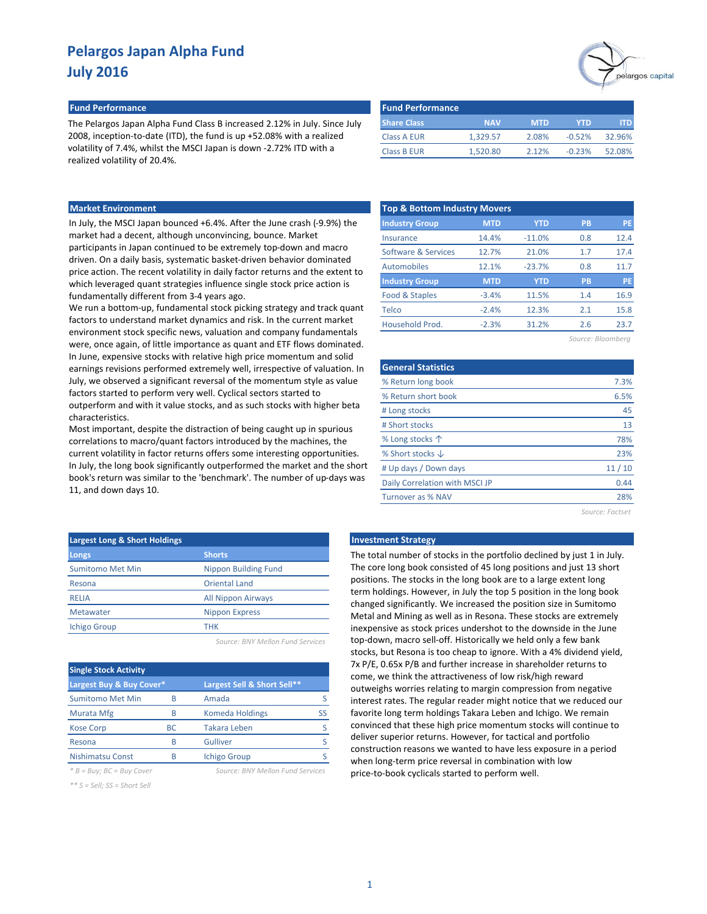# Pelargos Japan Alpha Fund
## July 2016

### Fund Performance

The Pelargos Japan Alpha Fund Class B increased 2.12% in July. Since July 2008, inception-to-date (ITD), the fund is up +52.08% with a realized volatility of 7.4%, whilst the MSCI Japan is down -2.72% ITD with a realized volatility of 20.4%.

| Share Class | NAV | MTD | YTD | ITD |
|---|---|---|---|---|
| Class A EUR | 1,329.57 | 2.08% | -0.52% | 32.96% |
| Class B EUR | 1,520.80 | 2.12% | -0.23% | 52.08% |

### Market Environment

In July, the MSCI Japan bounced +6.4%. After the June crash (-9.9%) the market had a decent, although unconvincing, bounce. Market participants in Japan continued to be extremely top-down and macro driven. On a daily basis, systematic basket-driven behavior dominated price action. The recent volatility in daily factor returns and the extent to which leveraged quant strategies influence single stock price action is fundamentally different from 3-4 years ago.

We run a bottom-up, fundamental stock picking strategy and track quant factors to understand market dynamics and risk. In the current market environment stock specific news, valuation and company fundamentals were, once again, of little importance as quant and ETF flows dominated. In June, expensive stocks with relative high price momentum and solid earnings revisions performed extremely well, irrespective of valuation. In July, we observed a significant reversal of the momentum style as value factors started to perform very well. Cyclical sectors started to outperform and with it value stocks, and as such stocks with higher beta characteristics.

Most important, despite the distraction of being caught up in spurious correlations to macro/quant factors introduced by the machines, the current volatility in factor returns offers some interesting opportunities. In July, the long book significantly outperformed the market and the short book's return was similar to the 'benchmark'. The number of up-days was 11, and down days 10.

### Top & Bottom Industry Movers

| Industry Group | MTD | YTD | PB | PE |
|---|---|---|---|---|
| Insurance | 14.4% | -11.0% | 0.8 | 12.4 |
| Software & Services | 12.7% | 21.0% | 1.7 | 17.4 |
| Automobiles | 12.1% | -23.7% | 0.8 | 11.7 |
| **Industry Group** | **MTD** | **YTD** | **PB** | **PE** |
| Food & Staples | -3.4% | 11.5% | 1.4 | 16.9 |
| Telco | -2.4% | 12.3% | 2.1 | 15.8 |
| Household Prod. | -2.3% | 31.2% | 2.6 | 23.7 |

*Source: Bloomberg*

### General Statistics

| | |
|---|---|
| % Return long book | 7.3% |
| % Return short book | 6.5% |
| # Long stocks | 45 |
| # Short stocks | 13 |
| % Long stocks ↑ | 78% |
| % Short stocks ↓ | 23% |
| # Up days / Down days | 11 / 10 |
| Daily Correlation with MSCI JP | 0.44 |
| Turnover as % NAV | 28% |

*Source: Factset*

### Largest Long & Short Holdings

| Longs | Shorts |
|---|---|
| Sumitomo Met Min | Nippon Building Fund |
| Resona | Oriental Land |
| RELIA | All Nippon Airways |
| Metawater | Nippon Express |
| Ichigo Group | THK |

*Source: BNY Mellon Fund Services*

### Single Stock Activity

| Largest Buy & Buy Cover* | | Largest Sell & Short Sell** | |
|---|---|---|---|
| Sumitomo Met Min | B | Amada | S |
| Murata Mfg | B | Komeda Holdings | SS |
| Kose Corp | BC | Takara Leben | S |
| Resona | B | Gulliver | S |
| Nishimatsu Const | B | Ichigo Group | S |

*\* B = Buy; BC = Buy Cover*

*\*\* S = Sell; SS = Short Sell*

*Source: BNY Mellon Fund Services*

### Investment Strategy

The total number of stocks in the portfolio declined by just 1 in July. The core long book consisted of 45 long positions and just 13 short positions. The stocks in the long book are to a large extent long term holdings. However, in July the top 5 position in the long book changed significantly. We increased the position size in Sumitomo Metal and Mining as well as in Resona. These stocks are extremely inexpensive as stock prices undershot to the downside in the June top-down, macro sell-off. Historically we held only a few bank stocks, but Resona is too cheap to ignore. With a 4% dividend yield, 7x P/E, 0.65x P/B and further increase in shareholder returns to come, we think the attractiveness of low risk/high reward outweighs worries relating to margin compression from negative interest rates. The regular reader might notice that we reduced our favorite long term holdings Takara Leben and Ichigo. We remain convinced that these high price momentum stocks will continue to deliver superior returns. However, for tactical and portfolio construction reasons we wanted to have less exposure in a period when long-term price reversal in combination with low price-to-book cyclicals started to perform well.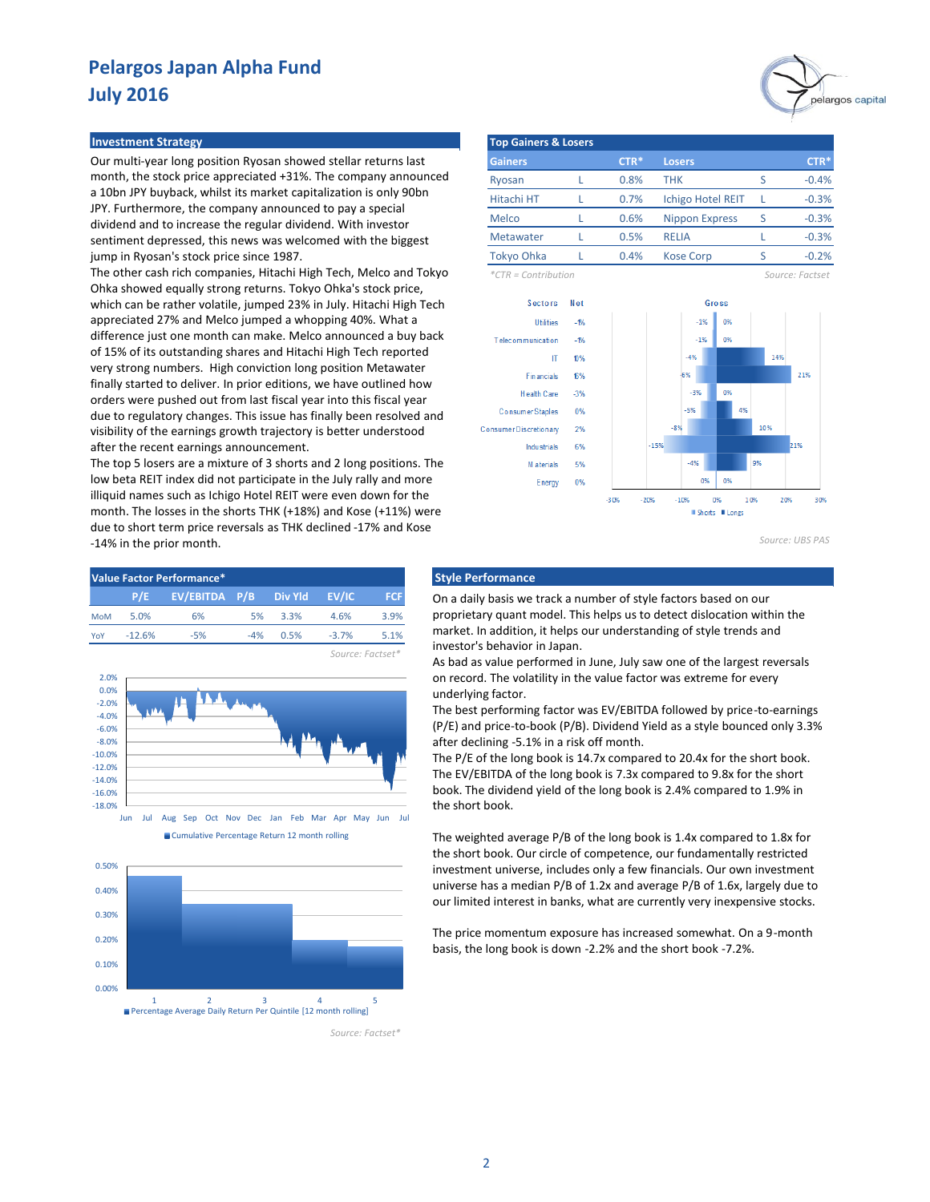# Pelargos Japan Alpha Fund
# July 2016

## Investment Strategy

Our multi-year long position Ryosan showed stellar returns last month, the stock price appreciated +31%. The company announced a 10bn JPY buyback, whilst its market capitalization is only 90bn JPY. Furthermore, the company announced to pay a special dividend and to increase the regular dividend. With investor sentiment depressed, this news was welcomed with the biggest jump in Ryosan's stock price since 1987.

The other cash rich companies, Hitachi High Tech, Melco and Tokyo Ohka showed equally strong returns. Tokyo Ohka's stock price, which can be rather volatile, jumped 23% in July. Hitachi High Tech appreciated 27% and Melco jumped a whopping 40%. What a difference just one month can make. Melco announced a buy back of 15% of its outstanding shares and Hitachi High Tech reported very strong numbers. High conviction long position Metawater finally started to deliver. In prior editions, we have outlined how orders were pushed out from last fiscal year into this fiscal year due to regulatory changes. This issue has finally been resolved and visibility of the earnings growth trajectory is better understood after the recent earnings announcement.

The top 5 losers are a mixture of 3 shorts and 2 long positions. The low beta REIT index did not participate in the July rally and more illiquid names such as Ichigo Hotel REIT were even down for the month. The losses in the shorts THK (+18%) and Kose (+11%) were due to short term price reversals as THK declined -17% and Kose -14% in the prior month.

## Top Gainers & Losers

| Gainers | | CTR* | Losers | | CTR* |
|---|---|---|---|---|---|
| Ryosan | L | 0.8% | THK | S | -0.4% |
| Hitachi HT | L | 0.7% | Ichigo Hotel REIT | L | -0.3% |
| Melco | L | 0.6% | Nippon Express | S | -0.3% |
| Metawater | L | 0.5% | RELIA | L | -0.3% |
| Tokyo Ohka | L | 0.4% | Kose Corp | S | -0.2% |

*CTR = Contribution

Source: Factset

| Sectors | Net | Gross Shorts | Gross Longs |
|---|---|---|---|
| Utilities | -1% | -1% | 0% |
| Telecommunication | -1% | -1% | 0% |
| IT | 10% | -4% | 14% |
| Financials | 15% | -6% | 21% |
| Health Care | -3% | -3% | 0% |
| Consumer Staples | 0% | -5% | 4% |
| Consumer Discretionary | 2% | -8% | 10% |
| Industrials | 6% | -15% | 21% |
| Materials | 5% | -4% | 9% |
| Energy | 0% | 0% | 0% |

Source: UBS PAS

## Value Factor Performance*

| | P/E | EV/EBITDA | P/B | Div Yld | EV/IC | FCF |
|---|---|---|---|---|---|---|
| MoM | 5.0% | 6% | 5% | 3.3% | 4.6% | 3.9% |
| YoY | -12.6% | -5% | -4% | 0.5% | -3.7% | 5.1% |

Source: Factset*

Cumulative Percentage Return 12 month rolling

Percentage Average Daily Return Per Quintile [12 month rolling]

Source: Factset*

## Style Performance

On a daily basis we track a number of style factors based on our proprietary quant model. This helps us to detect dislocation within the market. In addition, it helps our understanding of style trends and investor's behavior in Japan.

As bad as value performed in June, July saw one of the largest reversals on record. The volatility in the value factor was extreme for every underlying factor.

The best performing factor was EV/EBITDA followed by price-to-earnings (P/E) and price-to-book (P/B). Dividend Yield as a style bounced only 3.3% after declining -5.1% in a risk off month.

The P/E of the long book is 14.7x compared to 20.4x for the short book. The EV/EBITDA of the long book is 7.3x compared to 9.8x for the short book. The dividend yield of the long book is 2.4% compared to 1.9% in the short book.

The weighted average P/B of the long book is 1.4x compared to 1.8x for the short book. Our circle of competence, our fundamentally restricted investment universe, includes only a few financials. Our own investment universe has a median P/B of 1.2x and average P/B of 1.6x, largely due to our limited interest in banks, what are currently very inexpensive stocks.

The price momentum exposure has increased somewhat. On a 9-month basis, the long book is down -2.2% and the short book -7.2%.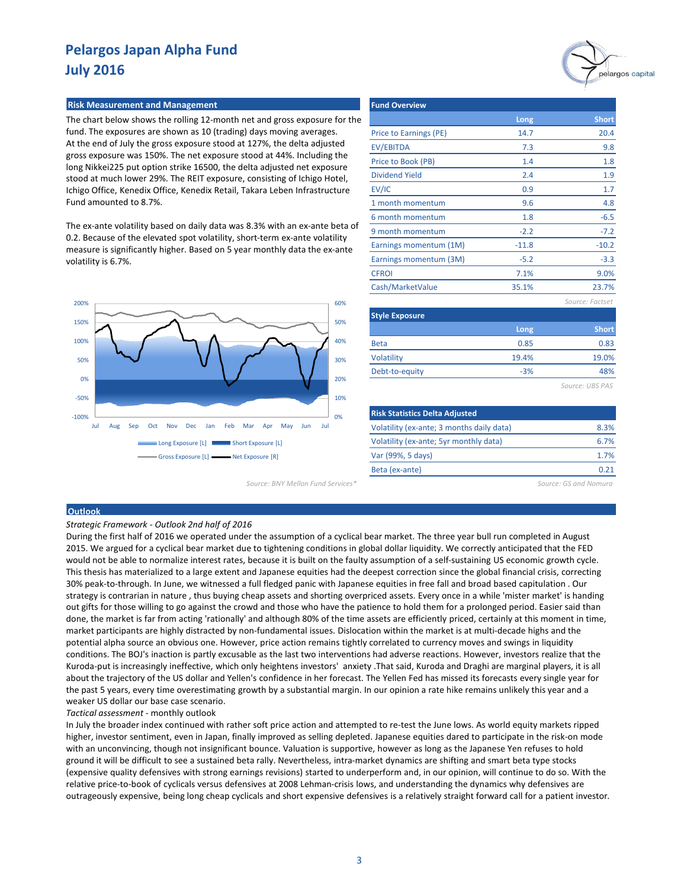# Pelargos Japan Alpha Fund
# July 2016

## Risk Measurement and Management

The chart below shows the rolling 12-month net and gross exposure for the fund. The exposures are shown as 10 (trading) days moving averages. At the end of July the gross exposure stood at 127%, the delta adjusted gross exposure was 150%. The net exposure stood at 44%. Including the long Nikkei225 put option strike 16500, the delta adjusted net exposure stood at much lower 29%. The REIT exposure, consisting of Ichigo Hotel, Ichigo Office, Kenedix Office, Kenedix Retail, Takara Leben Infrastructure Fund amounted to 8.7%.

The ex-ante volatility based on daily data was 8.3% with an ex-ante beta of 0.2. Because of the elevated spot volatility, short-term ex-ante volatility measure is significantly higher. Based on 5 year monthly data the ex-ante volatility is 6.7%.

Long Exposure [L] | Short Exposure [L] | Gross Exposure [L] | Net Exposure [R]

Source: BNY Mellon Fund Services*

## Fund Overview

| | Long | Short |
|---|---|---|
| Price to Earnings (PE) | 14.7 | 20.4 |
| EV/EBITDA | 7.3 | 9.8 |
| Price to Book (PB) | 1.4 | 1.8 |
| Dividend Yield | 2.4 | 1.9 |
| EV/IC | 0.9 | 1.7 |
| 1 month momentum | 9.6 | 4.8 |
| 6 month momentum | 1.8 | -6.5 |
| 9 month momentum | -2.2 | -7.2 |
| Earnings momentum (1M) | -11.8 | -10.2 |
| Earnings momentum (3M) | -5.2 | -3.3 |
| CFROI | 7.1% | 9.0% |
| Cash/MarketValue | 35.1% | 23.7% |

*Source: Factset*

## Style Exposure

| | Long | Short |
|---|---|---|
| Beta | 0.85 | 0.83 |
| Volatility | 19.4% | 19.0% |
| Debt-to-equity | -3% | 48% |

*Source: UBS PAS*

## Risk Statistics Delta Adjusted

| | |
|---|---|
| Volatility (ex-ante; 3 months daily data) | 8.3% |
| Volatility (ex-ante; 5yr monthly data) | 6.7% |
| Var (99%, 5 days) | 1.7% |
| Beta (ex-ante) | 0.21 |

*Source: GS and Nomura*

## Outlook

*Strategic Framework - Outlook 2nd half of 2016*

During the first half of 2016 we operated under the assumption of a cyclical bear market. The three year bull run completed in August 2015. We argued for a cyclical bear market due to tightening conditions in global dollar liquidity. We correctly anticipated that the FED would not be able to normalize interest rates, because it is built on the faulty assumption of a self-sustaining US economic growth cycle. This thesis has materialized to a large extent and Japanese equities had the deepest correction since the global financial crisis, correcting 30% peak-to-through. In June, we witnessed a full fledged panic with Japanese equities in free fall and broad based capitulation . Our strategy is contrarian in nature , thus buying cheap assets and shorting overpriced assets. Every once in a while 'mister market' is handing out gifts for those willing to go against the crowd and those who have the patience to hold them for a prolonged period. Easier said than done, the market is far from acting 'rationally' and although 80% of the time assets are efficiently priced, certainly at this moment in time, market participants are highly distracted by non-fundamental issues. Dislocation within the market is at multi-decade highs and the potential alpha source an obvious one. However, price action remains tightly correlated to currency moves and swings in liquidity conditions. The BOJ's inaction is partly excusable as the last two interventions had adverse reactions. However, investors realize that the Kuroda-put is increasingly ineffective, which only heightens investors' anxiety .That said, Kuroda and Draghi are marginal players, it is all about the trajectory of the US dollar and Yellen's confidence in her forecast. The Yellen Fed has missed its forecasts every single year for the past 5 years, every time overestimating growth by a substantial margin. In our opinion a rate hike remains unlikely this year and a weaker US dollar our base case scenario.

*Tactical assessment* - monthly outlook

In July the broader index continued with rather soft price action and attempted to re-test the June lows. As world equity markets ripped higher, investor sentiment, even in Japan, finally improved as selling depleted. Japanese equities dared to participate in the risk-on mode with an unconvincing, though not insignificant bounce. Valuation is supportive, however as long as the Japanese Yen refuses to hold ground it will be difficult to see a sustained beta rally. Nevertheless, intra-market dynamics are shifting and smart beta type stocks (expensive quality defensives with strong earnings revisions) started to underperform and, in our opinion, will continue to do so. With the relative price-to-book of cyclicals versus defensives at 2008 Lehman-crisis lows, and understanding the dynamics why defensives are outrageously expensive, being long cheap cyclicals and short expensive defensives is a relatively straight forward call for a patient investor.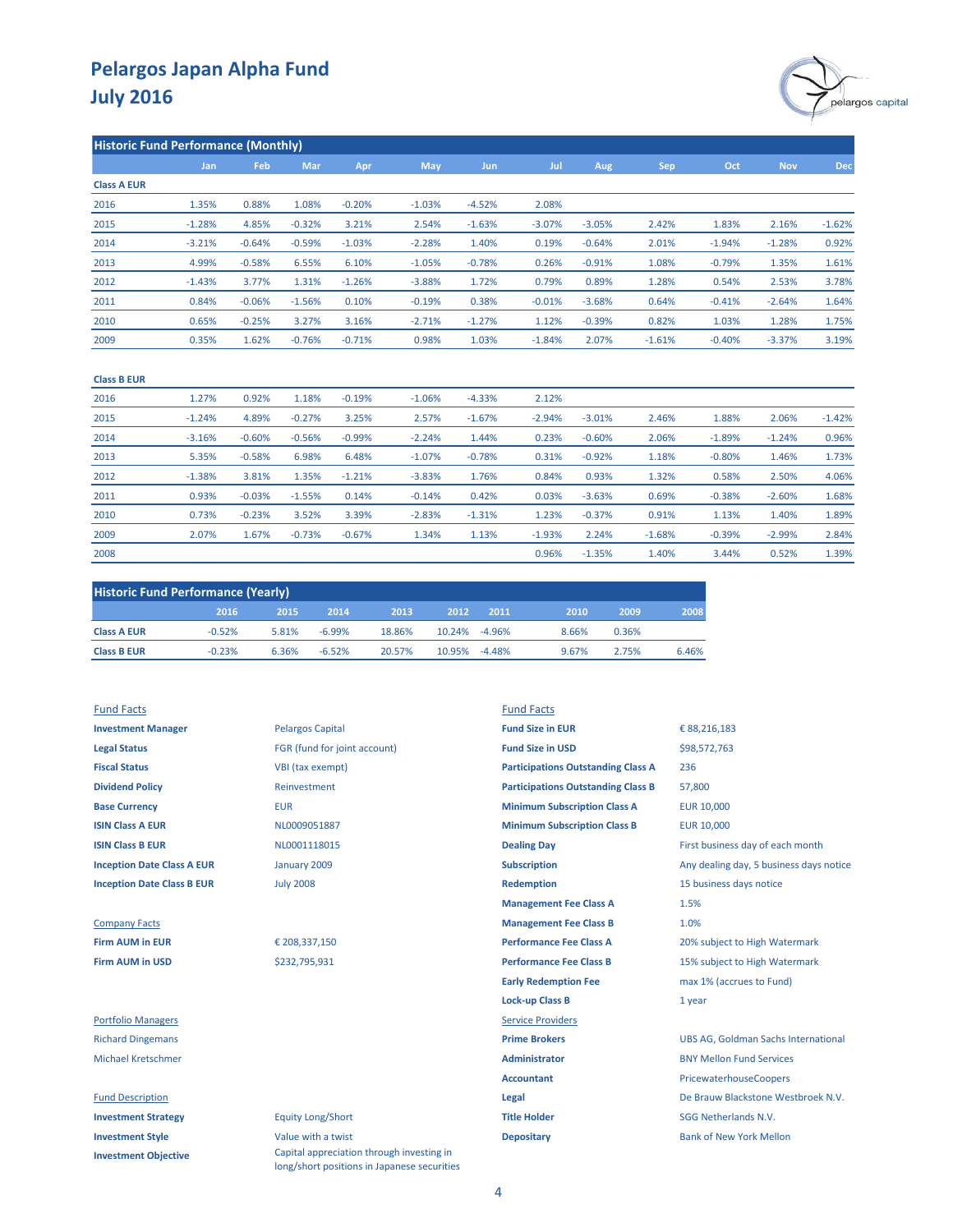# Pelargos Japan Alpha Fund
# July 2016

## Historic Fund Performance (Monthly)

| | Jan | Feb | Mar | Apr | May | Jun | Jul | Aug | Sep | Oct | Nov | Dec |
|---|---|---|---|---|---|---|---|---|---|---|---|---|
| **Class A EUR** | | | | | | | | | | | | |
| 2016 | 1.35% | 0.88% | 1.08% | -0.20% | -1.03% | -4.52% | 2.08% | | | | | |
| 2015 | -1.28% | 4.85% | -0.32% | 3.21% | 2.54% | -1.63% | -3.07% | -3.05% | 2.42% | 1.83% | 2.16% | -1.62% |
| 2014 | -3.21% | -0.64% | -0.59% | -1.03% | -2.28% | 1.40% | 0.19% | -0.64% | 2.01% | -1.94% | -1.28% | 0.92% |
| 2013 | 4.99% | -0.58% | 6.55% | 6.10% | -1.05% | -0.78% | 0.26% | -0.91% | 1.08% | -0.79% | 1.35% | 1.61% |
| 2012 | -1.43% | 3.77% | 1.31% | -1.26% | -3.88% | 1.72% | 0.79% | 0.89% | 1.28% | 0.54% | 2.53% | 3.78% |
| 2011 | 0.84% | -0.06% | -1.56% | 0.10% | -0.19% | 0.38% | -0.01% | -3.68% | 0.64% | -0.41% | -2.64% | 1.64% |
| 2010 | 0.65% | -0.25% | 3.27% | 3.16% | -2.71% | -1.27% | 1.12% | -0.39% | 0.82% | 1.03% | 1.28% | 1.75% |
| 2009 | 0.35% | 1.62% | -0.76% | -0.71% | 0.98% | 1.03% | -1.84% | 2.07% | -1.61% | -0.40% | -3.37% | 3.19% |
| **Class B EUR** | | | | | | | | | | | | |
| 2016 | 1.27% | 0.92% | 1.18% | -0.19% | -1.06% | -4.33% | 2.12% | | | | | |
| 2015 | -1.24% | 4.89% | -0.27% | 3.25% | 2.57% | -1.67% | -2.94% | -3.01% | 2.46% | 1.88% | 2.06% | -1.42% |
| 2014 | -3.16% | -0.60% | -0.56% | -0.99% | -2.24% | 1.44% | 0.23% | -0.60% | 2.06% | -1.89% | -1.24% | 0.96% |
| 2013 | 5.35% | -0.58% | 6.98% | 6.48% | -1.07% | -0.78% | 0.31% | -0.92% | 1.18% | -0.80% | 1.46% | 1.73% |
| 2012 | -1.38% | 3.81% | 1.35% | -1.21% | -3.83% | 1.76% | 0.84% | 0.93% | 1.32% | 0.58% | 2.50% | 4.06% |
| 2011 | 0.93% | -0.03% | -1.55% | 0.14% | -0.14% | 0.42% | 0.03% | -3.63% | 0.69% | -0.38% | -2.60% | 1.68% |
| 2010 | 0.73% | -0.23% | 3.52% | 3.39% | -2.83% | -1.31% | 1.23% | -0.37% | 0.91% | 1.13% | 1.40% | 1.89% |
| 2009 | 2.07% | 1.67% | -0.73% | -0.67% | 1.34% | 1.13% | -1.93% | 2.24% | -1.68% | -0.39% | -2.99% | 2.84% |
| 2008 | | | | | | | 0.96% | -1.35% | 1.40% | 3.44% | 0.52% | 1.39% |

## Historic Fund Performance (Yearly)

| | 2016 | 2015 | 2014 | 2013 | 2012 | 2011 | 2010 | 2009 | 2008 |
|---|---|---|---|---|---|---|---|---|---|
| **Class A EUR** | -0.52% | 5.81% | -6.99% | 18.86% | 10.24% | -4.96% | 8.66% | 0.36% | |
| **Class B EUR** | -0.23% | 6.36% | -6.52% | 20.57% | 10.95% | -4.48% | 9.67% | 2.75% | 6.46% |

### Fund Facts

| | |
|---|---|
| **Investment Manager** | Pelargos Capital |
| **Legal Status** | FGR (fund for joint account) |
| **Fiscal Status** | VBI (tax exempt) |
| **Dividend Policy** | Reinvestment |
| **Base Currency** | EUR |
| **ISIN Class A EUR** | NL0009051887 |
| **ISIN Class B EUR** | NL0001118015 |
| **Inception Date Class A EUR** | January 2009 |
| **Inception Date Class B EUR** | July 2008 |

### Company Facts

| | |
|---|---|
| **Firm AUM in EUR** | € 208,337,150 |
| **Firm AUM in USD** | $232,795,931 |

### Portfolio Managers

Richard Dingemans

Michael Kretschmer

### Fund Description

| | |
|---|---|
| **Investment Strategy** | Equity Long/Short |
| **Investment Style** | Value with a twist |
| **Investment Objective** | Capital appreciation through investing in long/short positions in Japanese securities |

### Fund Facts

| | |
|---|---|
| **Fund Size in EUR** | € 88,216,183 |
| **Fund Size in USD** | $98,572,763 |
| **Participations Outstanding Class A** | 236 |
| **Participations Outstanding Class B** | 57,800 |
| **Minimum Subscription Class A** | EUR 10,000 |
| **Minimum Subscription Class B** | EUR 10,000 |
| **Dealing Day** | First business day of each month |
| **Subscription** | Any dealing day, 5 business days notice |
| **Redemption** | 15 business days notice |
| **Management Fee Class A** | 1.5% |
| **Management Fee Class B** | 1.0% |
| **Performance Fee Class A** | 20% subject to High Watermark |
| **Performance Fee Class B** | 15% subject to High Watermark |
| **Early Redemption Fee** | max 1% (accrues to Fund) |
| **Lock-up Class B** | 1 year |

### Service Providers

| | |
|---|---|
| **Prime Brokers** | UBS AG, Goldman Sachs International |
| **Administrator** | BNY Mellon Fund Services |
| **Accountant** | PricewaterhouseCoopers |
| **Legal** | De Brauw Blackstone Westbroek N.V. |
| **Title Holder** | SGG Netherlands N.V. |
| **Depositary** | Bank of New York Mellon |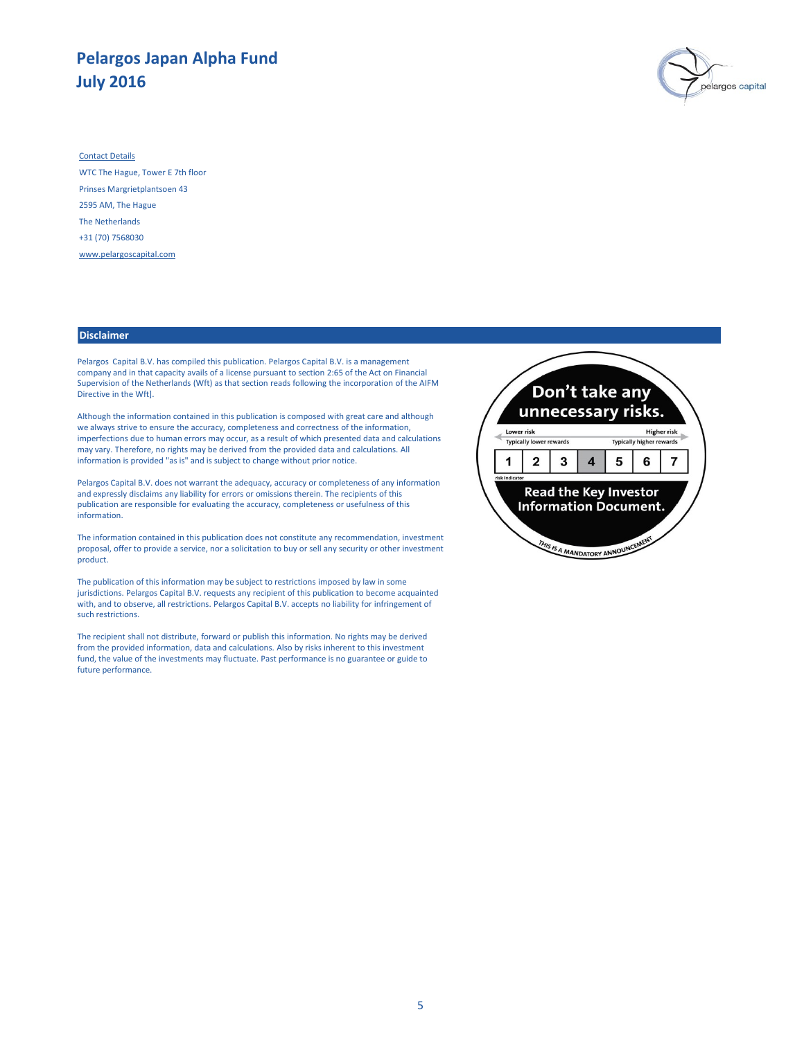# Pelargos Japan Alpha Fund
## July 2016

Contact Details

WTC The Hague, Tower E 7th floor

Prinses Margrietplantsoen 43

2595 AM, The Hague

The Netherlands

+31 (70) 7568030

www.pelargoscapital.com

## Disclaimer

Pelargos Capital B.V. has compiled this publication. Pelargos Capital B.V. is a management company and in that capacity avails of a license pursuant to section 2:65 of the Act on Financial Supervision of the Netherlands (Wft) as that section reads following the incorporation of the AIFM Directive in the Wft].

Although the information contained in this publication is composed with great care and although we always strive to ensure the accuracy, completeness and correctness of the information, imperfections due to human errors may occur, as a result of which presented data and calculations may vary. Therefore, no rights may be derived from the provided data and calculations. All information is provided "as is" and is subject to change without prior notice.

Pelargos Capital B.V. does not warrant the adequacy, accuracy or completeness of any information and expressly disclaims any liability for errors or omissions therein. The recipients of this publication are responsible for evaluating the accuracy, completeness or usefulness of this information.

The information contained in this publication does not constitute any recommendation, investment proposal, offer to provide a service, nor a solicitation to buy or sell any security or other investment product.

The publication of this information may be subject to restrictions imposed by law in some jurisdictions. Pelargos Capital B.V. requests any recipient of this publication to become acquainted with, and to observe, all restrictions. Pelargos Capital B.V. accepts no liability for infringement of such restrictions.

The recipient shall not distribute, forward or publish this information. No rights may be derived from the provided information, data and calculations. Also by risks inherent to this investment fund, the value of the investments may fluctuate. Past performance is no guarantee or guide to future performance.

**Don't take any unnecessary risks.**

Lower risk — Higher risk

Typically lower rewards — Typically higher rewards

1 2 3 4 5 6 7

risk indicator

**Read the Key Investor Information Document.**

THIS IS A MANDATORY ANNOUNCEMENT